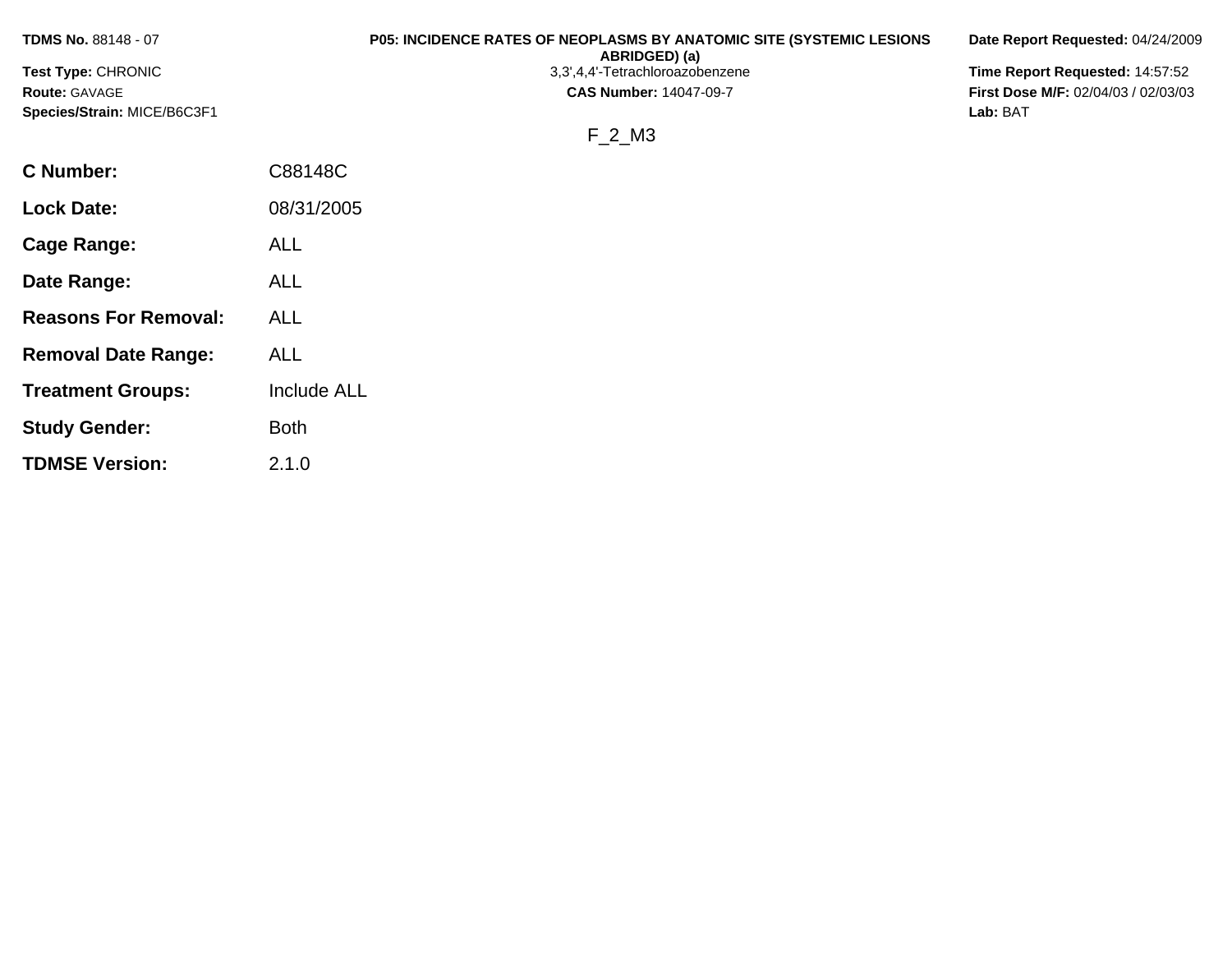**TDMS No.** 88148 - 07

**Test Type:** CHRONIC

**Route:** GAVAGE

**Species/Strain:** MICE/B6C3F1

**P05: INCIDENCE RATES OF NEOPLASMS BY ANATOMIC SITE (SYSTEMIC LESIONS ABRIDGED) (a)**

3,3',4,4'-Tetrachloroazobenzene

**CAS Number:** 14047-09-7

**Date Report Requested:** 04/24/2009

**Time Report Requested:** 14:57:52

**First Dose M/F:** 02/04/03 / 02/03/03

**Lab:** BAT

F_2_M3

| | |
|---|---|
| **C Number:** | C88148C |
| **Lock Date:** | 08/31/2005 |
| **Cage Range:** | ALL |
| **Date Range:** | ALL |
| **Reasons For Removal:** | ALL |
| **Removal Date Range:** | ALL |
| **Treatment Groups:** | Include ALL |
| **Study Gender:** | Both |
| **TDMSE Version:** | 2.1.0 |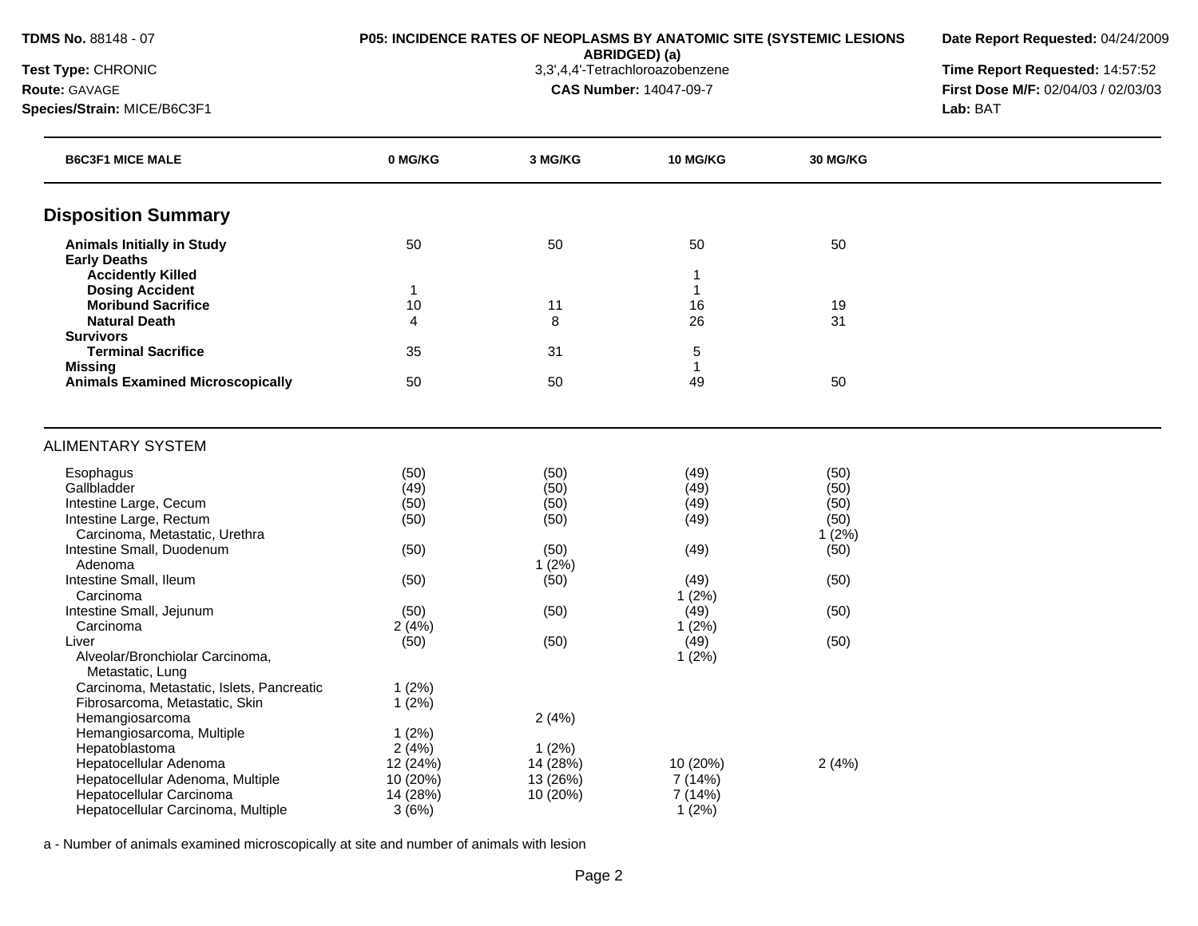**TDMS No.** 88148 - 07
**Test Type:** CHRONIC
**Route:** GAVAGE
**Species/Strain:** MICE/B6C3F1

**P05: INCIDENCE RATES OF NEOPLASMS BY ANATOMIC SITE (SYSTEMIC LESIONS ABRIDGED) (a)**
3,3',4,4'-Tetrachloroazobenzene
**CAS Number:** 14047-09-7

**Date Report Requested:** 04/24/2009
**Time Report Requested:** 14:57:52
**First Dose M/F:** 02/04/03 / 02/03/03
**Lab:** BAT

| B6C3F1 MICE MALE | 0 MG/KG | 3 MG/KG | 10 MG/KG | 30 MG/KG |
|---|---|---|---|---|
| **Disposition Summary** | | | | |
| **Animals Initially in Study** | 50 | 50 | 50 | 50 |
| **Early Deaths** | | | | |
| **Accidently Killed** | | | 1 | |
| **Dosing Accident** | 1 | | 1 | |
| **Moribund Sacrifice** | 10 | 11 | 16 | 19 |
| **Natural Death** | 4 | 8 | 26 | 31 |
| **Survivors** | | | | |
| **Terminal Sacrifice** | 35 | 31 | 5 | |
| **Missing** | | | 1 | |
| **Animals Examined Microscopically** | 50 | 50 | 49 | 50 |
| ALIMENTARY SYSTEM | | | | |
| Esophagus | (50) | (50) | (49) | (50) |
| Gallbladder | (49) | (50) | (49) | (50) |
| Intestine Large, Cecum | (50) | (50) | (49) | (50) |
| Intestine Large, Rectum | (50) | (50) | (49) | (50) |
| Carcinoma, Metastatic, Urethra | | | | 1 (2%) |
| Intestine Small, Duodenum | (50) | (50) | (49) | (50) |
| Adenoma | | 1 (2%) | | |
| Intestine Small, Ileum | (50) | (50) | (49) | (50) |
| Carcinoma | | | 1 (2%) | |
| Intestine Small, Jejunum | (50) | (50) | (49) | (50) |
| Carcinoma | 2 (4%) | | 1 (2%) | |
| Liver | (50) | (50) | (49) | (50) |
| Alveolar/Bronchiolar Carcinoma, Metastatic, Lung | | | 1 (2%) | |
| Carcinoma, Metastatic, Islets, Pancreatic | 1 (2%) | | | |
| Fibrosarcoma, Metastatic, Skin | 1 (2%) | | | |
| Hemangiosarcoma | | 2 (4%) | | |
| Hemangiosarcoma, Multiple | 1 (2%) | | | |
| Hepatoblastoma | 2 (4%) | 1 (2%) | | |
| Hepatocellular Adenoma | 12 (24%) | 14 (28%) | 10 (20%) | 2 (4%) |
| Hepatocellular Adenoma, Multiple | 10 (20%) | 13 (26%) | 7 (14%) | |
| Hepatocellular Carcinoma | 14 (28%) | 10 (20%) | 7 (14%) | |
| Hepatocellular Carcinoma, Multiple | 3 (6%) | | 1 (2%) | |

a - Number of animals examined microscopically at site and number of animals with lesion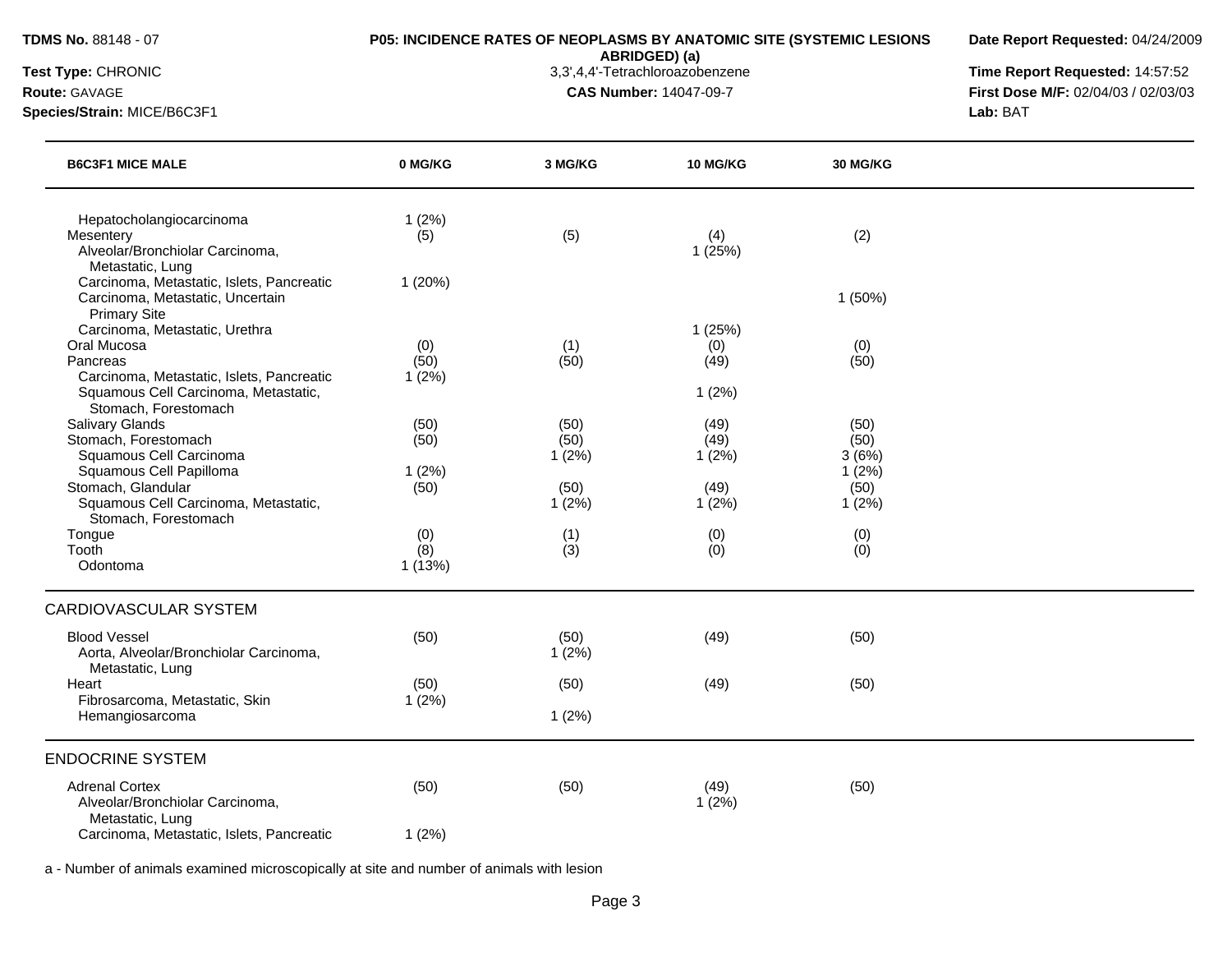**TDMS No.** 88148 - 07
**Test Type:** CHRONIC
**Route:** GAVAGE
**Species/Strain:** MICE/B6C3F1

**P05: INCIDENCE RATES OF NEOPLASMS BY ANATOMIC SITE (SYSTEMIC LESIONS ABRIDGED) (a)**
3,3',4,4'-Tetrachloroazobenzene
**CAS Number:** 14047-09-7

**Date Report Requested:** 04/24/2009
**Time Report Requested:** 14:57:52
**First Dose M/F:** 02/04/03 / 02/03/03
**Lab:** BAT

| B6C3F1 MICE MALE | 0 MG/KG | 3 MG/KG | 10 MG/KG | 30 MG/KG |
|---|---|---|---|---|
| Hepatocholangiocarcinoma | 1 (2%) | | | |
| Mesentery | (5) | (5) | (4) | (2) |
| Alveolar/Bronchiolar Carcinoma, Metastatic, Lung | | | 1 (25%) | |
| Carcinoma, Metastatic, Islets, Pancreatic | 1 (20%) | | | |
| Carcinoma, Metastatic, Uncertain Primary Site | | | | 1 (50%) |
| Carcinoma, Metastatic, Urethra | | | 1 (25%) | |
| Oral Mucosa | (0) | (1) | (0) | (0) |
| Pancreas | (50) | (50) | (49) | (50) |
| Carcinoma, Metastatic, Islets, Pancreatic | 1 (2%) | | | |
| Squamous Cell Carcinoma, Metastatic, Stomach, Forestomach | | | 1 (2%) | |
| Salivary Glands | (50) | (50) | (49) | (50) |
| Stomach, Forestomach | (50) | (50) | (49) | (50) |
| Squamous Cell Carcinoma | | 1 (2%) | 1 (2%) | 3 (6%) |
| Squamous Cell Papilloma | 1 (2%) | | | 1 (2%) |
| Stomach, Glandular | (50) | (50) | (49) | (50) |
| Squamous Cell Carcinoma, Metastatic, Stomach, Forestomach | | 1 (2%) | 1 (2%) | 1 (2%) |
| Tongue | (0) | (1) | (0) | (0) |
| Tooth | (8) | (3) | (0) | (0) |
| Odontoma | 1 (13%) | | | |
| **CARDIOVASCULAR SYSTEM** | | | | |
| Blood Vessel | (50) | (50) | (49) | (50) |
| Aorta, Alveolar/Bronchiolar Carcinoma, Metastatic, Lung | | 1 (2%) | | |
| Heart | (50) | (50) | (49) | (50) |
| Fibrosarcoma, Metastatic, Skin | 1 (2%) | | | |
| Hemangiosarcoma | | 1 (2%) | | |
| **ENDOCRINE SYSTEM** | | | | |
| Adrenal Cortex | (50) | (50) | (49) | (50) |
| Alveolar/Bronchiolar Carcinoma, Metastatic, Lung | | | 1 (2%) | |
| Carcinoma, Metastatic, Islets, Pancreatic | 1 (2%) | | | |

a - Number of animals examined microscopically at site and number of animals with lesion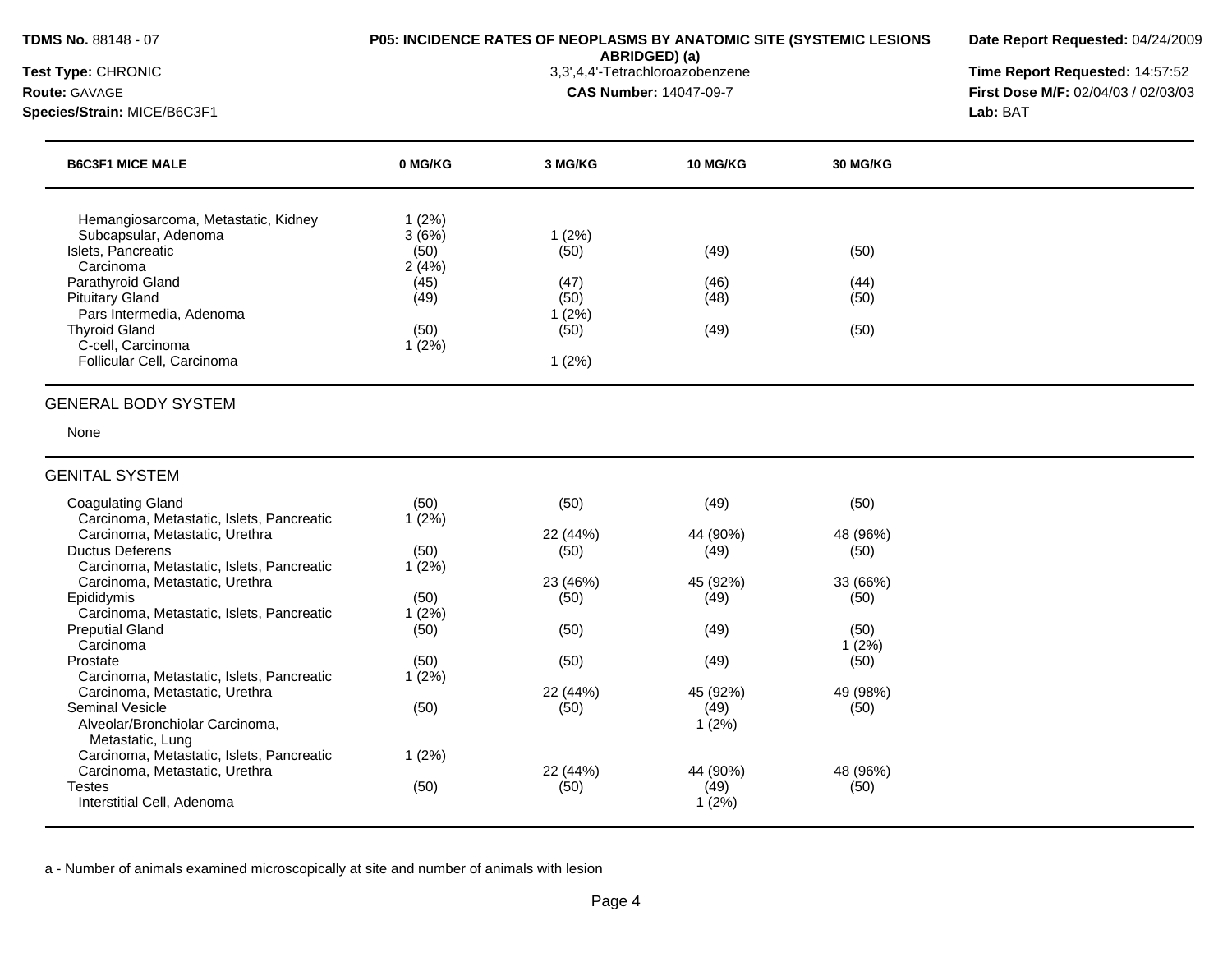**TDMS No.** 88148 - 07
**Test Type:** CHRONIC
**Route:** GAVAGE
**Species/Strain:** MICE/B6C3F1

**P05: INCIDENCE RATES OF NEOPLASMS BY ANATOMIC SITE (SYSTEMIC LESIONS ABRIDGED) (a)**
3,3',4,4'-Tetrachloroazobenzene
**CAS Number:** 14047-09-7

**Date Report Requested:** 04/24/2009
**Time Report Requested:** 14:57:52
**First Dose M/F:** 02/04/03 / 02/03/03
**Lab:** BAT

| B6C3F1 MICE MALE | 0 MG/KG | 3 MG/KG | 10 MG/KG | 30 MG/KG |
|---|---|---|---|---|
| Hemangiosarcoma, Metastatic, Kidney | 1 (2%) | | | |
| Subcapsular, Adenoma | 3 (6%) | 1 (2%) | | |
| Islets, Pancreatic | (50) | (50) | (49) | (50) |
| Carcinoma | 2 (4%) | | | |
| Parathyroid Gland | (45) | (47) | (46) | (44) |
| Pituitary Gland | (49) | (50) | (48) | (50) |
| Pars Intermedia, Adenoma | | 1 (2%) | | |
| Thyroid Gland | (50) | (50) | (49) | (50) |
| C-cell, Carcinoma | 1 (2%) | | | |
| Follicular Cell, Carcinoma | | 1 (2%) | | |

GENERAL BODY SYSTEM

None

GENITAL SYSTEM

| B6C3F1 MICE MALE | 0 MG/KG | 3 MG/KG | 10 MG/KG | 30 MG/KG |
|---|---|---|---|---|
| Coagulating Gland | (50) | (50) | (49) | (50) |
| Carcinoma, Metastatic, Islets, Pancreatic | 1 (2%) | | | |
| Carcinoma, Metastatic, Urethra | | 22 (44%) | 44 (90%) | 48 (96%) |
| Ductus Deferens | (50) | (50) | (49) | (50) |
| Carcinoma, Metastatic, Islets, Pancreatic | 1 (2%) | | | |
| Carcinoma, Metastatic, Urethra | | 23 (46%) | 45 (92%) | 33 (66%) |
| Epididymis | (50) | (50) | (49) | (50) |
| Carcinoma, Metastatic, Islets, Pancreatic | 1 (2%) | | | |
| Preputial Gland | (50) | (50) | (49) | (50) |
| Carcinoma | | | | 1 (2%) |
| Prostate | (50) | (50) | (49) | (50) |
| Carcinoma, Metastatic, Islets, Pancreatic | 1 (2%) | | | |
| Carcinoma, Metastatic, Urethra | | 22 (44%) | 45 (92%) | 49 (98%) |
| Seminal Vesicle | (50) | (50) | (49) | (50) |
| Alveolar/Bronchiolar Carcinoma, Metastatic, Lung | | | 1 (2%) | |
| Carcinoma, Metastatic, Islets, Pancreatic | 1 (2%) | | | |
| Carcinoma, Metastatic, Urethra | | 22 (44%) | 44 (90%) | 48 (96%) |
| Testes | (50) | (50) | (49) | (50) |
| Interstitial Cell, Adenoma | | | 1 (2%) | |

a - Number of animals examined microscopically at site and number of animals with lesion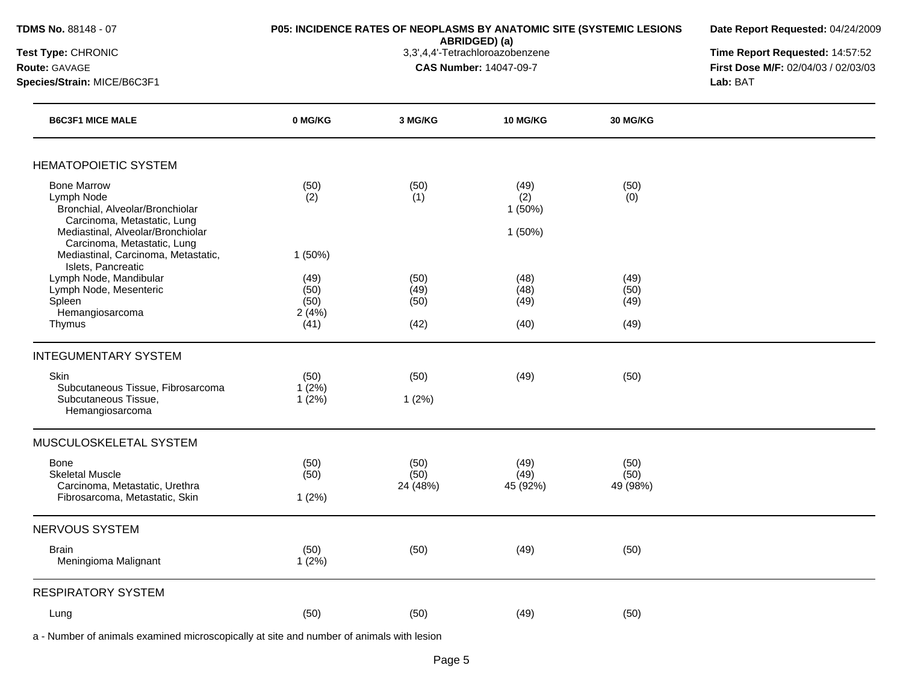**TDMS No.** 88148 - 07
**Test Type:** CHRONIC
**Route:** GAVAGE
**Species/Strain:** MICE/B6C3F1

**P05: INCIDENCE RATES OF NEOPLASMS BY ANATOMIC SITE (SYSTEMIC LESIONS ABRIDGED) (a)**
3,3',4,4'-Tetrachloroazobenzene
**CAS Number:** 14047-09-7

**Date Report Requested:** 04/24/2009
**Time Report Requested:** 14:57:52
**First Dose M/F:** 02/04/03 / 02/03/03
**Lab:** BAT

| B6C3F1 MICE MALE | 0 MG/KG | 3 MG/KG | 10 MG/KG | 30 MG/KG |
|---|---|---|---|---|
| **HEMATOPOIETIC SYSTEM** | | | | |
| Bone Marrow | (50) | (50) | (49) | (50) |
| Lymph Node | (2) | (1) | (2) | (0) |
| Bronchial, Alveolar/Bronchiolar Carcinoma, Metastatic, Lung | | | 1 (50%) | |
| Mediastinal, Alveolar/Bronchiolar Carcinoma, Metastatic, Lung | | | 1 (50%) | |
| Mediastinal, Carcinoma, Metastatic, Islets, Pancreatic | 1 (50%) | | | |
| Lymph Node, Mandibular | (49) | (50) | (48) | (49) |
| Lymph Node, Mesenteric | (50) | (49) | (48) | (50) |
| Spleen | (50) | (50) | (49) | (49) |
| Hemangiosarcoma | 2 (4%) | | | |
| Thymus | (41) | (42) | (40) | (49) |
| **INTEGUMENTARY SYSTEM** | | | | |
| Skin | (50) | (50) | (49) | (50) |
| Subcutaneous Tissue, Fibrosarcoma | 1 (2%) | | | |
| Subcutaneous Tissue, Hemangiosarcoma | 1 (2%) | 1 (2%) | | |
| **MUSCULOSKELETAL SYSTEM** | | | | |
| Bone | (50) | (50) | (49) | (50) |
| Skeletal Muscle | (50) | (50) | (49) | (50) |
| Carcinoma, Metastatic, Urethra | | 24 (48%) | 45 (92%) | 49 (98%) |
| Fibrosarcoma, Metastatic, Skin | 1 (2%) | | | |
| **NERVOUS SYSTEM** | | | | |
| Brain | (50) | (50) | (49) | (50) |
| Meningioma Malignant | 1 (2%) | | | |
| **RESPIRATORY SYSTEM** | | | | |
| Lung | (50) | (50) | (49) | (50) |

a - Number of animals examined microscopically at site and number of animals with lesion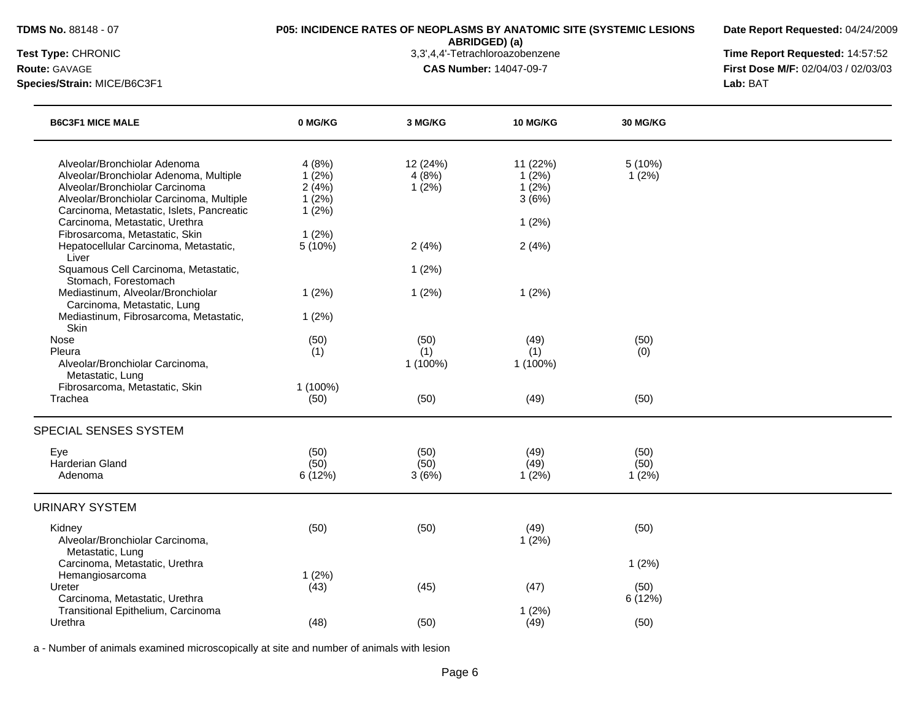| B6C3F1 MICE MALE | 0 MG/KG | 3 MG/KG | 10 MG/KG | 30 MG/KG |
|---|---|---|---|---|
| Alveolar/Bronchiolar Adenoma | 4 (8%) | 12 (24%) | 11 (22%) | 5 (10%) |
| Alveolar/Bronchiolar Adenoma, Multiple | 1 (2%) | 4 (8%) | 1 (2%) | 1 (2%) |
| Alveolar/Bronchiolar Carcinoma | 2 (4%) | 1 (2%) | 1 (2%) | |
| Alveolar/Bronchiolar Carcinoma, Multiple | 1 (2%) | | 3 (6%) | |
| Carcinoma, Metastatic, Islets, Pancreatic | 1 (2%) | | | |
| Carcinoma, Metastatic, Urethra | | | 1 (2%) | |
| Fibrosarcoma, Metastatic, Skin | 1 (2%) | | | |
| Hepatocellular Carcinoma, Metastatic, Liver | 5 (10%) | 2 (4%) | 2 (4%) | |
| Squamous Cell Carcinoma, Metastatic, Stomach, Forestomach | | 1 (2%) | | |
| Mediastinum, Alveolar/Bronchiolar Carcinoma, Metastatic, Lung | 1 (2%) | 1 (2%) | 1 (2%) | |
| Mediastinum, Fibrosarcoma, Metastatic, Skin | 1 (2%) | | | |
| Nose | (50) | (50) | (49) | (50) |
| Pleura | (1) | (1) | (1) | (0) |
| Alveolar/Bronchiolar Carcinoma, Metastatic, Lung | | 1 (100%) | 1 (100%) | |
| Fibrosarcoma, Metastatic, Skin | 1 (100%) | | | |
| Trachea | (50) | (50) | (49) | (50) |
| **SPECIAL SENSES SYSTEM** | | | | |
| Eye | (50) | (50) | (49) | (50) |
| Harderian Gland | (50) | (50) | (49) | (50) |
| Adenoma | 6 (12%) | 3 (6%) | 1 (2%) | 1 (2%) |
| **URINARY SYSTEM** | | | | |
| Kidney | (50) | (50) | (49) | (50) |
| Alveolar/Bronchiolar Carcinoma, Metastatic, Lung | | | 1 (2%) | |
| Carcinoma, Metastatic, Urethra | | | | 1 (2%) |
| Hemangiosarcoma | 1 (2%) | | | |
| Ureter | (43) | (45) | (47) | (50) |
| Carcinoma, Metastatic, Urethra | | | | 6 (12%) |
| Transitional Epithelium, Carcinoma | | | 1 (2%) | |
| Urethra | (48) | (50) | (49) | (50) |

a - Number of animals examined microscopically at site and number of animals with lesion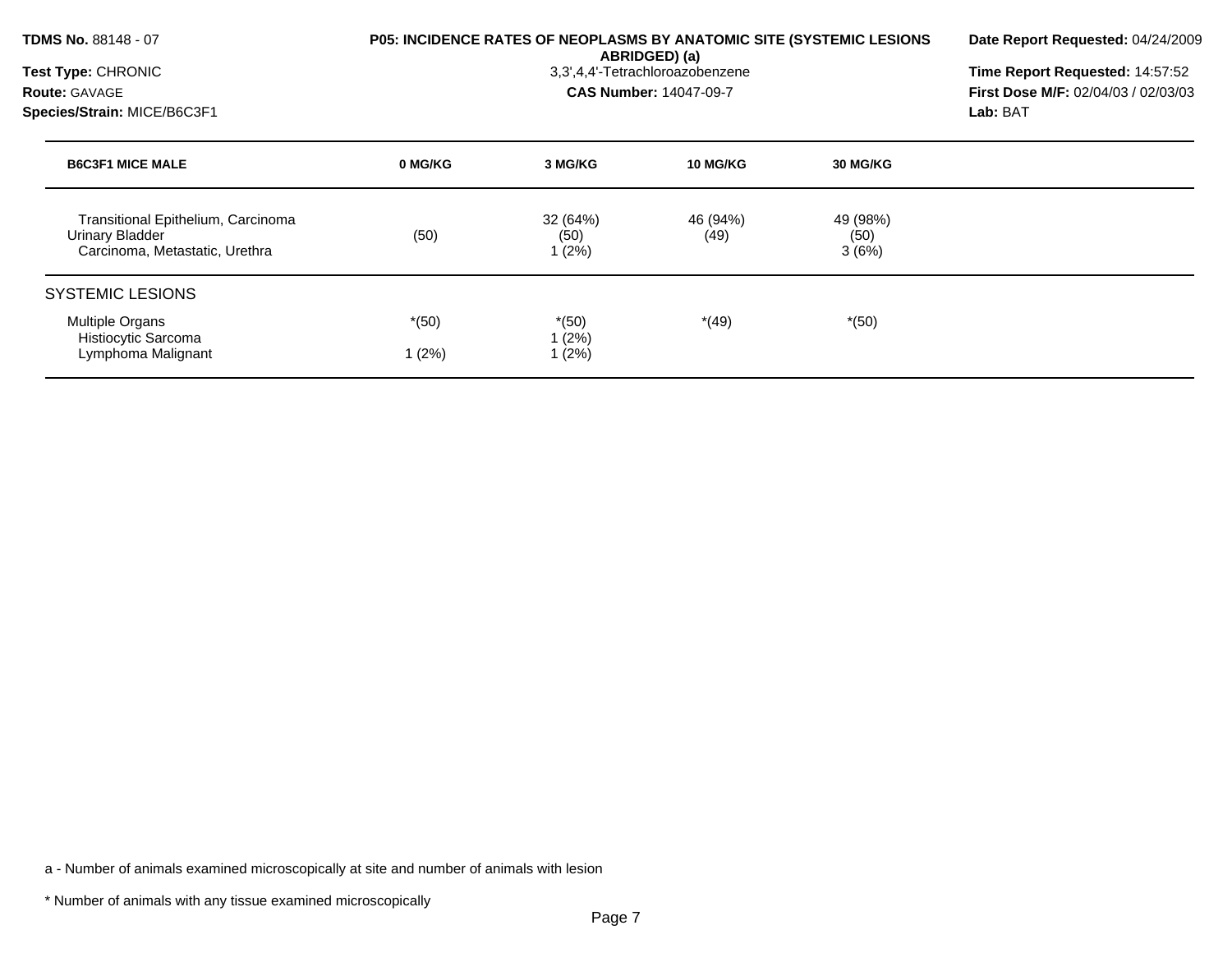**TDMS No.** 88148 - 07

**Test Type:** CHRONIC

**Route:** GAVAGE

**Species/Strain:** MICE/B6C3F1

**P05: INCIDENCE RATES OF NEOPLASMS BY ANATOMIC SITE (SYSTEMIC LESIONS ABRIDGED) (a)**

3,3',4,4'-Tetrachloroazobenzene

**CAS Number:** 14047-09-7

**Date Report Requested:** 04/24/2009

**Time Report Requested:** 14:57:52

**First Dose M/F:** 02/04/03 / 02/03/03

**Lab:** BAT

| B6C3F1 MICE MALE | 0 MG/KG | 3 MG/KG | 10 MG/KG | 30 MG/KG |
|---|---|---|---|---|
| Transitional Epithelium, Carcinoma | | 32 (64%) | 46 (94%) | 49 (98%) |
| Urinary Bladder | (50) | (50) | (49) | (50) |
| Carcinoma, Metastatic, Urethra | | 1 (2%) | | 3 (6%) |
| **SYSTEMIC LESIONS** | | | | |
| Multiple Organs | *(50) | *(50) | *(49) | *(50) |
| Histiocytic Sarcoma | | 1 (2%) | | |
| Lymphoma Malignant | 1 (2%) | 1 (2%) | | |

a - Number of animals examined microscopically at site and number of animals with lesion

* Number of animals with any tissue examined microscopically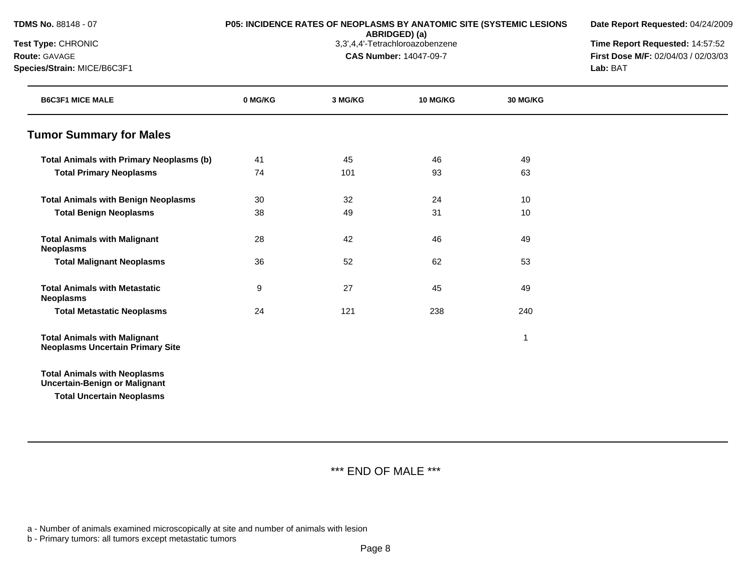**TDMS No.** 88148 - 07
**Test Type:** CHRONIC
**Route:** GAVAGE
**Species/Strain:** MICE/B6C3F1

**P05: INCIDENCE RATES OF NEOPLASMS BY ANATOMIC SITE (SYSTEMIC LESIONS ABRIDGED) (a)**
3,3',4,4'-Tetrachloroazobenzene
**CAS Number:** 14047-09-7

**Date Report Requested:** 04/24/2009
**Time Report Requested:** 14:57:52
**First Dose M/F:** 02/04/03 / 02/03/03
**Lab:** BAT

| B6C3F1 MICE MALE | 0 MG/KG | 3 MG/KG | 10 MG/KG | 30 MG/KG |
|---|---|---|---|---|
| **Tumor Summary for Males** | | | | |
| **Total Animals with Primary Neoplasms (b)** | 41 | 45 | 46 | 49 |
| **Total Primary Neoplasms** | 74 | 101 | 93 | 63 |
| **Total Animals with Benign Neoplasms** | 30 | 32 | 24 | 10 |
| **Total Benign Neoplasms** | 38 | 49 | 31 | 10 |
| **Total Animals with Malignant Neoplasms** | 28 | 42 | 46 | 49 |
| **Total Malignant Neoplasms** | 36 | 52 | 62 | 53 |
| **Total Animals with Metastatic Neoplasms** | 9 | 27 | 45 | 49 |
| **Total Metastatic Neoplasms** | 24 | 121 | 238 | 240 |
| **Total Animals with Malignant Neoplasms Uncertain Primary Site** | | | | 1 |
| **Total Animals with Neoplasms Uncertain-Benign or Malignant** | | | | |
| **Total Uncertain Neoplasms** | | | | |

\*\*\* END OF MALE \*\*\*

a - Number of animals examined microscopically at site and number of animals with lesion
b - Primary tumors: all tumors except metastatic tumors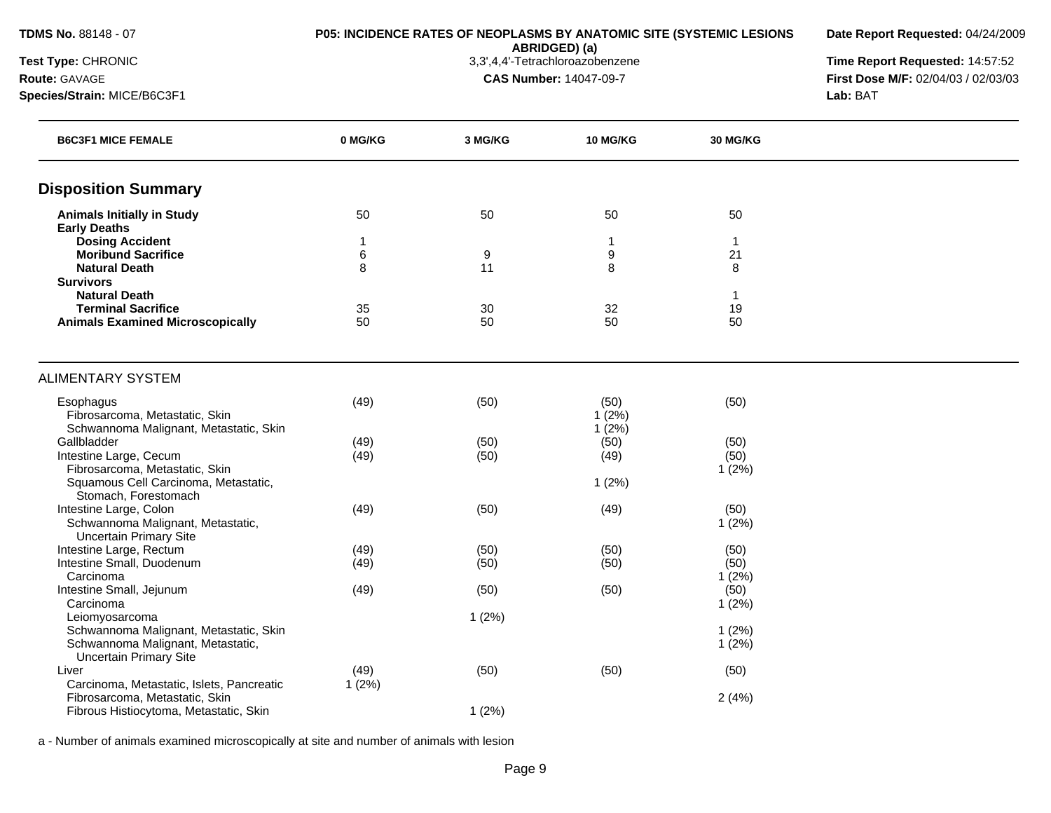**TDMS No.** 88148 - 07
**Test Type:** CHRONIC
**Route:** GAVAGE
**Species/Strain:** MICE/B6C3F1

**P05: INCIDENCE RATES OF NEOPLASMS BY ANATOMIC SITE (SYSTEMIC LESIONS ABRIDGED) (a)**
3,3',4,4'-Tetrachloroazobenzene
**CAS Number:** 14047-09-7

**Date Report Requested:** 04/24/2009
**Time Report Requested:** 14:57:52
**First Dose M/F:** 02/04/03 / 02/03/03
**Lab:** BAT

| B6C3F1 MICE FEMALE | 0 MG/KG | 3 MG/KG | 10 MG/KG | 30 MG/KG |
|---|---|---|---|---|
| **Disposition Summary** | | | | |
| **Animals Initially in Study** | 50 | 50 | 50 | 50 |
| **Early Deaths** | | | | |
| **Dosing Accident** | 1 | | 1 | 1 |
| **Moribund Sacrifice** | 6 | 9 | 9 | 21 |
| **Natural Death** | 8 | 11 | 8 | 8 |
| **Survivors** | | | | |
| **Natural Death** | | | | 1 |
| **Terminal Sacrifice** | 35 | 30 | 32 | 19 |
| **Animals Examined Microscopically** | 50 | 50 | 50 | 50 |
| ALIMENTARY SYSTEM | | | | |
| Esophagus | (49) | (50) | (50) | (50) |
| Fibrosarcoma, Metastatic, Skin | | | 1 (2%) | |
| Schwannoma Malignant, Metastatic, Skin | | | 1 (2%) | |
| Gallbladder | (49) | (50) | (50) | (50) |
| Intestine Large, Cecum | (49) | (50) | (49) | (50) |
| Fibrosarcoma, Metastatic, Skin | | | | 1 (2%) |
| Squamous Cell Carcinoma, Metastatic, Stomach, Forestomach | | | 1 (2%) | |
| Intestine Large, Colon | (49) | (50) | (49) | (50) |
| Schwannoma Malignant, Metastatic, Uncertain Primary Site | | | | 1 (2%) |
| Intestine Large, Rectum | (49) | (50) | (50) | (50) |
| Intestine Small, Duodenum | (49) | (50) | (50) | (50) |
| Carcinoma | | | | 1 (2%) |
| Intestine Small, Jejunum | (49) | (50) | (50) | (50) |
| Carcinoma | | | | 1 (2%) |
| Leiomyosarcoma | | 1 (2%) | | |
| Schwannoma Malignant, Metastatic, Skin | | | | 1 (2%) |
| Schwannoma Malignant, Metastatic, Uncertain Primary Site | | | | 1 (2%) |
| Liver | (49) | (50) | (50) | (50) |
| Carcinoma, Metastatic, Islets, Pancreatic | 1 (2%) | | | |
| Fibrosarcoma, Metastatic, Skin | | | | 2 (4%) |
| Fibrous Histiocytoma, Metastatic, Skin | | 1 (2%) | | |

a - Number of animals examined microscopically at site and number of animals with lesion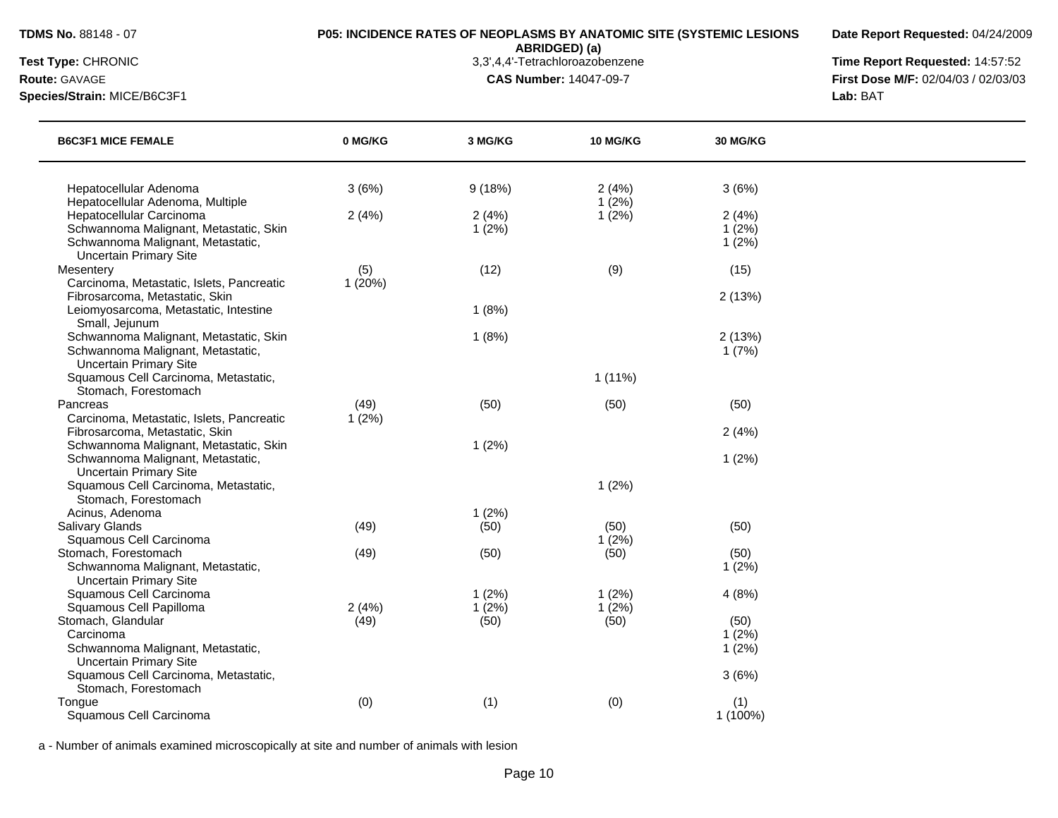**TDMS No.** 88148 - 07
**Test Type:** CHRONIC
**Route:** GAVAGE
**Species/Strain:** MICE/B6C3F1

**P05: INCIDENCE RATES OF NEOPLASMS BY ANATOMIC SITE (SYSTEMIC LESIONS ABRIDGED) (a)**
3,3',4,4'-Tetrachloroazobenzene
**CAS Number:** 14047-09-7

**Date Report Requested:** 04/24/2009
**Time Report Requested:** 14:57:52
**First Dose M/F:** 02/04/03 / 02/03/03
**Lab:** BAT

| B6C3F1 MICE FEMALE | 0 MG/KG | 3 MG/KG | 10 MG/KG | 30 MG/KG |
|---|---|---|---|---|
| Hepatocellular Adenoma | 3 (6%) | 9 (18%) | 2 (4%) | 3 (6%) |
| Hepatocellular Adenoma, Multiple | | | 1 (2%) | |
| Hepatocellular Carcinoma | 2 (4%) | 2 (4%) | 1 (2%) | 2 (4%) |
| Schwannoma Malignant, Metastatic, Skin | | 1 (2%) | | 1 (2%) |
| Schwannoma Malignant, Metastatic, Uncertain Primary Site | | | | 1 (2%) |
| Mesentery | (5) | (12) | (9) | (15) |
| Carcinoma, Metastatic, Islets, Pancreatic | 1 (20%) | | | |
| Fibrosarcoma, Metastatic, Skin | | | | 2 (13%) |
| Leiomyosarcoma, Metastatic, Intestine Small, Jejunum | | 1 (8%) | | |
| Schwannoma Malignant, Metastatic, Skin | | 1 (8%) | | 2 (13%) |
| Schwannoma Malignant, Metastatic, Uncertain Primary Site | | | | 1 (7%) |
| Squamous Cell Carcinoma, Metastatic, Stomach, Forestomach | | | 1 (11%) | |
| Pancreas | (49) | (50) | (50) | (50) |
| Carcinoma, Metastatic, Islets, Pancreatic | 1 (2%) | | | |
| Fibrosarcoma, Metastatic, Skin | | | | 2 (4%) |
| Schwannoma Malignant, Metastatic, Skin | | 1 (2%) | | |
| Schwannoma Malignant, Metastatic, Uncertain Primary Site | | | | 1 (2%) |
| Squamous Cell Carcinoma, Metastatic, Stomach, Forestomach | | | 1 (2%) | |
| Acinus, Adenoma | | 1 (2%) | | |
| Salivary Glands | (49) | (50) | (50) | (50) |
| Squamous Cell Carcinoma | | | 1 (2%) | |
| Stomach, Forestomach | (49) | (50) | (50) | (50) |
| Schwannoma Malignant, Metastatic, Uncertain Primary Site | | | | 1 (2%) |
| Squamous Cell Carcinoma | | 1 (2%) | 1 (2%) | 4 (8%) |
| Squamous Cell Papilloma | 2 (4%) | 1 (2%) | 1 (2%) | |
| Stomach, Glandular | (49) | (50) | (50) | (50) |
| Carcinoma | | | | 1 (2%) |
| Schwannoma Malignant, Metastatic, Uncertain Primary Site | | | | 1 (2%) |
| Squamous Cell Carcinoma, Metastatic, Stomach, Forestomach | | | | 3 (6%) |
| Tongue | (0) | (1) | (0) | (1) |
| Squamous Cell Carcinoma | | | | 1 (100%) |

a - Number of animals examined microscopically at site and number of animals with lesion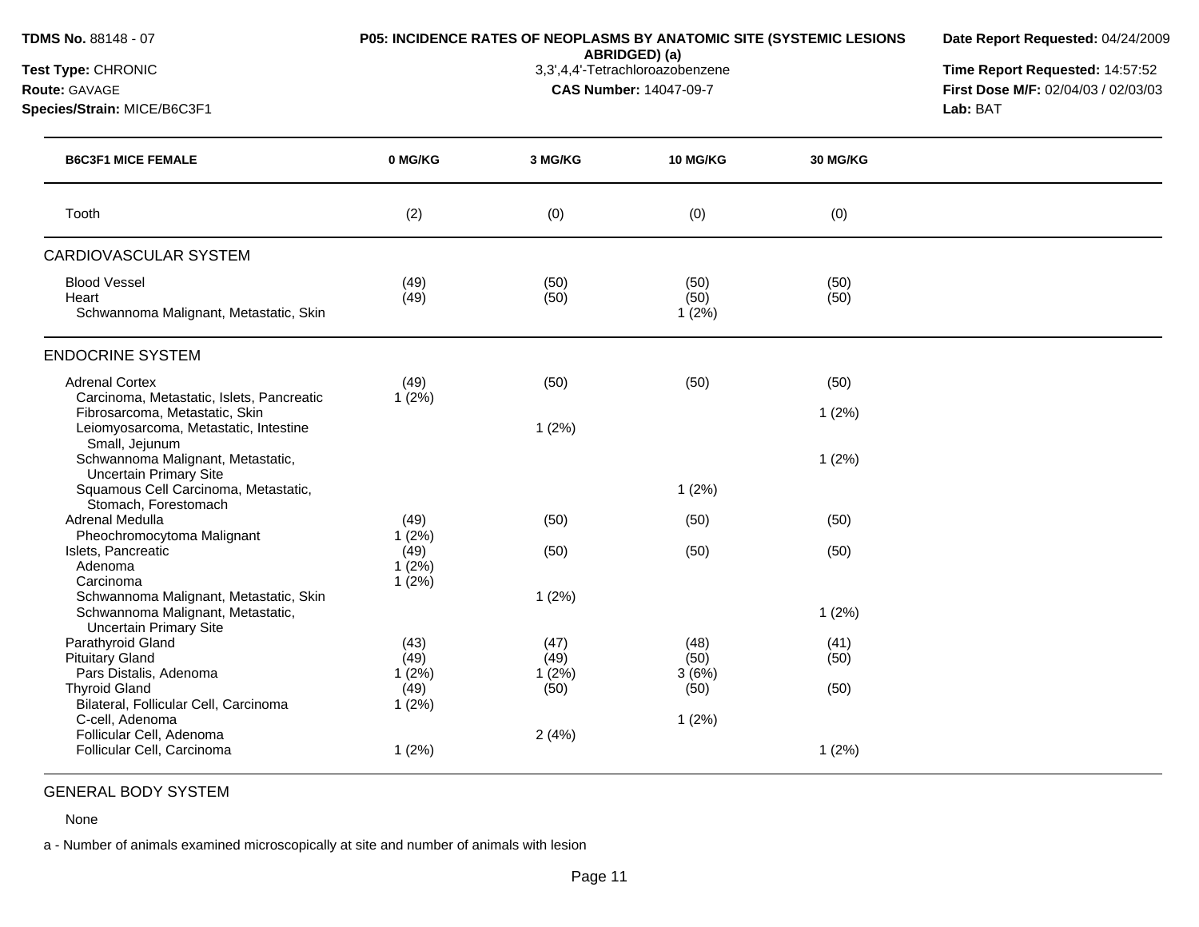**TDMS No.** 88148 - 07
**Test Type:** CHRONIC
**Route:** GAVAGE
**Species/Strain:** MICE/B6C3F1

**P05: INCIDENCE RATES OF NEOPLASMS BY ANATOMIC SITE (SYSTEMIC LESIONS ABRIDGED) (a)**
3,3',4,4'-Tetrachloroazobenzene
**CAS Number:** 14047-09-7

**Date Report Requested:** 04/24/2009
**Time Report Requested:** 14:57:52
**First Dose M/F:** 02/04/03 / 02/03/03
**Lab:** BAT

| B6C3F1 MICE FEMALE | 0 MG/KG | 3 MG/KG | 10 MG/KG | 30 MG/KG |
|---|---|---|---|---|
| Tooth | (2) | (0) | (0) | (0) |
| **CARDIOVASCULAR SYSTEM** | | | | |
| Blood Vessel | (49) | (50) | (50) | (50) |
| Heart | (49) | (50) | (50) | (50) |
| Schwannoma Malignant, Metastatic, Skin | | | 1 (2%) | |
| **ENDOCRINE SYSTEM** | | | | |
| Adrenal Cortex | (49) | (50) | (50) | (50) |
| Carcinoma, Metastatic, Islets, Pancreatic | 1 (2%) | | | |
| Fibrosarcoma, Metastatic, Skin | | | | 1 (2%) |
| Leiomyosarcoma, Metastatic, Intestine Small, Jejunum | | 1 (2%) | | |
| Schwannoma Malignant, Metastatic, Uncertain Primary Site | | | | 1 (2%) |
| Squamous Cell Carcinoma, Metastatic, Stomach, Forestomach | | | 1 (2%) | |
| Adrenal Medulla | (49) | (50) | (50) | (50) |
| Pheochromocytoma Malignant | 1 (2%) | | | |
| Islets, Pancreatic | (49) | (50) | (50) | (50) |
| Adenoma | 1 (2%) | | | |
| Carcinoma | 1 (2%) | | | |
| Schwannoma Malignant, Metastatic, Skin | | 1 (2%) | | |
| Schwannoma Malignant, Metastatic, Uncertain Primary Site | | | | 1 (2%) |
| Parathyroid Gland | (43) | (47) | (48) | (41) |
| Pituitary Gland | (49) | (49) | (50) | (50) |
| Pars Distalis, Adenoma | 1 (2%) | 1 (2%) | 3 (6%) | |
| Thyroid Gland | (49) | (50) | (50) | (50) |
| Bilateral, Follicular Cell, Carcinoma | 1 (2%) | | | |
| C-cell, Adenoma | | | 1 (2%) | |
| Follicular Cell, Adenoma | | 2 (4%) | | |
| Follicular Cell, Carcinoma | 1 (2%) | | | 1 (2%) |

GENERAL BODY SYSTEM

None

a - Number of animals examined microscopically at site and number of animals with lesion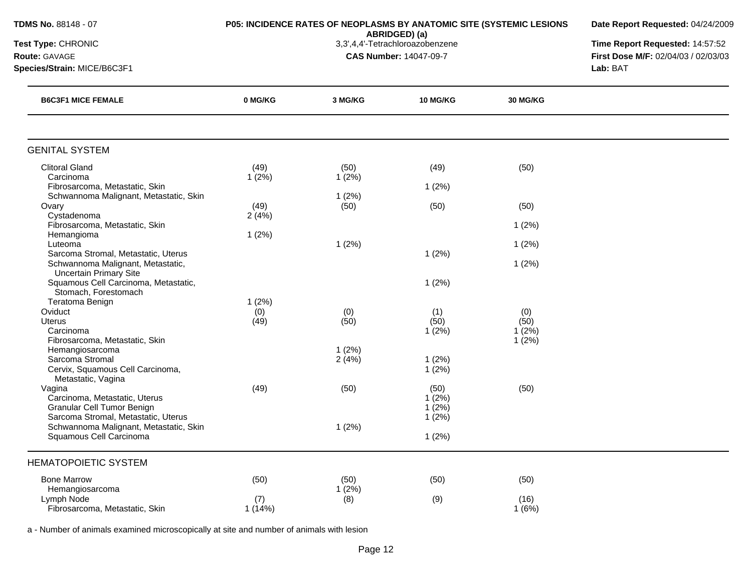**TDMS No.** 88148 - 07

**Test Type:** CHRONIC

**Route:** GAVAGE

**Species/Strain:** MICE/B6C3F1

**P05: INCIDENCE RATES OF NEOPLASMS BY ANATOMIC SITE (SYSTEMIC LESIONS ABRIDGED) (a)**

3,3',4,4'-Tetrachloroazobenzene

**CAS Number:** 14047-09-7

**Date Report Requested:** 04/24/2009

**Time Report Requested:** 14:57:52

**First Dose M/F:** 02/04/03 / 02/03/03

**Lab:** BAT

| B6C3F1 MICE FEMALE | 0 MG/KG | 3 MG/KG | 10 MG/KG | 30 MG/KG |
|---|---|---|---|---|
| **GENITAL SYSTEM** | | | | |
| Clitoral Gland | (49) | (50) | (49) | (50) |
| Carcinoma | 1 (2%) | 1 (2%) | | |
| Fibrosarcoma, Metastatic, Skin | | | 1 (2%) | |
| Schwannoma Malignant, Metastatic, Skin | | 1 (2%) | | |
| Ovary | (49) | (50) | (50) | (50) |
| Cystadenoma | 2 (4%) | | | |
| Fibrosarcoma, Metastatic, Skin | | | | 1 (2%) |
| Hemangioma | 1 (2%) | | | |
| Luteoma | | 1 (2%) | | 1 (2%) |
| Sarcoma Stromal, Metastatic, Uterus | | | 1 (2%) | |
| Schwannoma Malignant, Metastatic, Uncertain Primary Site | | | | 1 (2%) |
| Squamous Cell Carcinoma, Metastatic, Stomach, Forestomach | | | 1 (2%) | |
| Teratoma Benign | 1 (2%) | | | |
| Oviduct | (0) | (0) | (1) | (0) |
| Uterus | (49) | (50) | (50) | (50) |
| Carcinoma | | | 1 (2%) | 1 (2%) |
| Fibrosarcoma, Metastatic, Skin | | | | 1 (2%) |
| Hemangiosarcoma | | 1 (2%) | | |
| Sarcoma Stromal | | 2 (4%) | 1 (2%) | |
| Cervix, Squamous Cell Carcinoma, Metastatic, Vagina | | | 1 (2%) | |
| Vagina | (49) | (50) | (50) | (50) |
| Carcinoma, Metastatic, Uterus | | | 1 (2%) | |
| Granular Cell Tumor Benign | | | 1 (2%) | |
| Sarcoma Stromal, Metastatic, Uterus | | | 1 (2%) | |
| Schwannoma Malignant, Metastatic, Skin | | 1 (2%) | | |
| Squamous Cell Carcinoma | | | 1 (2%) | |
| **HEMATOPOIETIC SYSTEM** | | | | |
| Bone Marrow | (50) | (50) | (50) | (50) |
| Hemangiosarcoma | | 1 (2%) | | |
| Lymph Node | (7) | (8) | (9) | (16) |
| Fibrosarcoma, Metastatic, Skin | 1 (14%) | | | 1 (6%) |

a - Number of animals examined microscopically at site and number of animals with lesion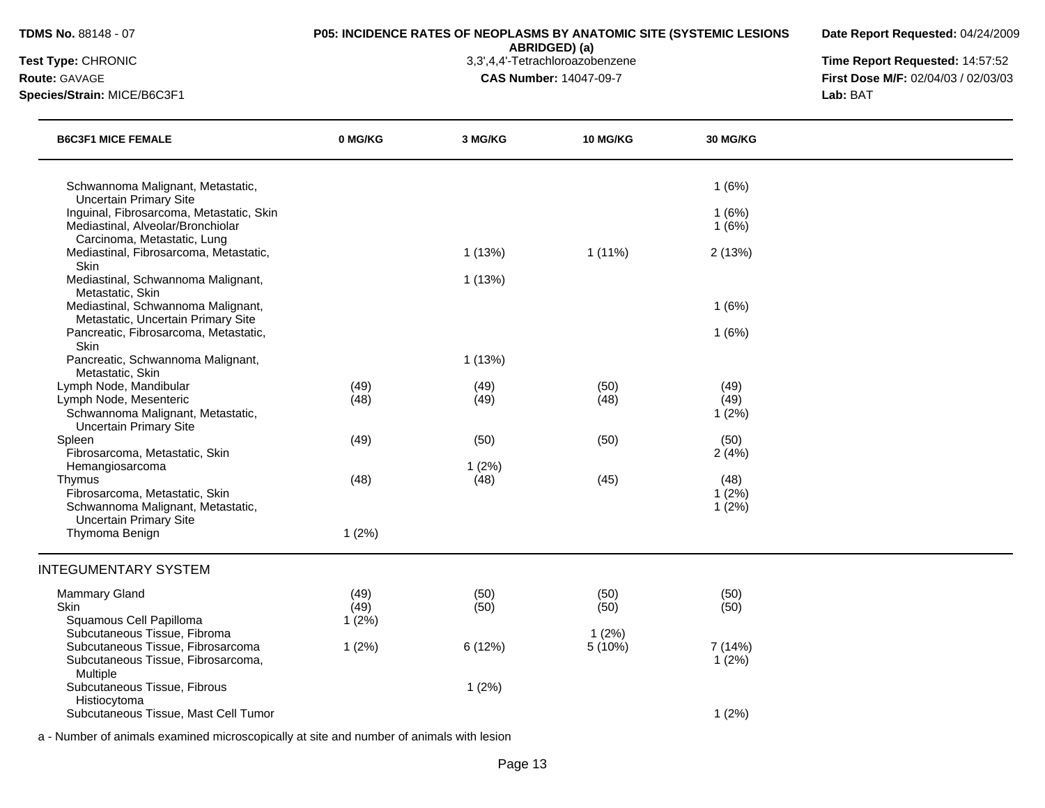**TDMS No.** 88148 - 07

**Test Type:** CHRONIC

**Route:** GAVAGE

**Species/Strain:** MICE/B6C3F1

**P05: INCIDENCE RATES OF NEOPLASMS BY ANATOMIC SITE (SYSTEMIC LESIONS ABRIDGED) (a)**

3,3',4,4'-Tetrachloroazobenzene

**CAS Number:** 14047-09-7

**Date Report Requested:** 04/24/2009

**Time Report Requested:** 14:57:52

**First Dose M/F:** 02/04/03 / 02/03/03

**Lab:** BAT

| B6C3F1 MICE FEMALE | 0 MG/KG | 3 MG/KG | 10 MG/KG | 30 MG/KG |
|---|---|---|---|---|
| Schwannoma Malignant, Metastatic, Uncertain Primary Site | | | | 1 (6%) |
| Inguinal, Fibrosarcoma, Metastatic, Skin | | | | 1 (6%) |
| Mediastinal, Alveolar/Bronchiolar Carcinoma, Metastatic, Lung | | | | 1 (6%) |
| Mediastinal, Fibrosarcoma, Metastatic, Skin | | 1 (13%) | 1 (11%) | 2 (13%) |
| Mediastinal, Schwannoma Malignant, Metastatic, Skin | | 1 (13%) | | |
| Mediastinal, Schwannoma Malignant, Metastatic, Uncertain Primary Site | | | | 1 (6%) |
| Pancreatic, Fibrosarcoma, Metastatic, Skin | | | | 1 (6%) |
| Pancreatic, Schwannoma Malignant, Metastatic, Skin | | 1 (13%) | | |
| Lymph Node, Mandibular | (49) | (49) | (50) | (49) |
| Lymph Node, Mesenteric | (48) | (49) | (48) | (49) |
| Schwannoma Malignant, Metastatic, Uncertain Primary Site | | | | 1 (2%) |
| Spleen | (49) | (50) | (50) | (50) |
| Fibrosarcoma, Metastatic, Skin | | | | 2 (4%) |
| Hemangiosarcoma | | 1 (2%) | | |
| Thymus | (48) | (48) | (45) | (48) |
| Fibrosarcoma, Metastatic, Skin | | | | 1 (2%) |
| Schwannoma Malignant, Metastatic, Uncertain Primary Site | | | | 1 (2%) |
| Thymoma Benign | 1 (2%) | | | |
| **INTEGUMENTARY SYSTEM** | | | | |
| Mammary Gland | (49) | (50) | (50) | (50) |
| Skin | (49) | (50) | (50) | (50) |
| Squamous Cell Papilloma | 1 (2%) | | | |
| Subcutaneous Tissue, Fibroma | | | 1 (2%) | |
| Subcutaneous Tissue, Fibrosarcoma | 1 (2%) | 6 (12%) | 5 (10%) | 7 (14%) |
| Subcutaneous Tissue, Fibrosarcoma, Multiple | | | | 1 (2%) |
| Subcutaneous Tissue, Fibrous Histiocytoma | | 1 (2%) | | |
| Subcutaneous Tissue, Mast Cell Tumor | | | | 1 (2%) |

a - Number of animals examined microscopically at site and number of animals with lesion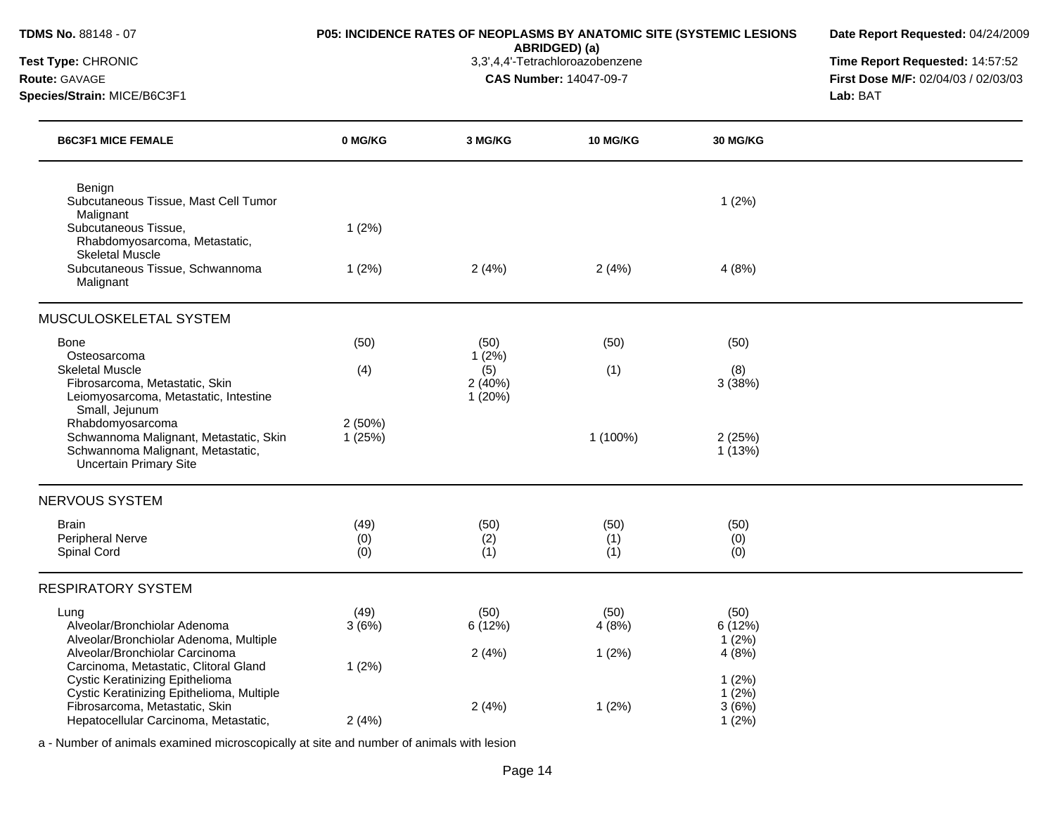**TDMS No.** 88148 - 07
**Test Type:** CHRONIC
**Route:** GAVAGE
**Species/Strain:** MICE/B6C3F1

**P05: INCIDENCE RATES OF NEOPLASMS BY ANATOMIC SITE (SYSTEMIC LESIONS ABRIDGED) (a)**
3,3',4,4'-Tetrachloroazobenzene
**CAS Number:** 14047-09-7

**Date Report Requested:** 04/24/2009
**Time Report Requested:** 14:57:52
**First Dose M/F:** 02/04/03 / 02/03/03
**Lab:** BAT

| B6C3F1 MICE FEMALE | 0 MG/KG | 3 MG/KG | 10 MG/KG | 30 MG/KG |
|---|---|---|---|---|
| Benign | | | | |
| Subcutaneous Tissue, Mast Cell Tumor Malignant | | | | 1 (2%) |
| Subcutaneous Tissue, Rhabdomyosarcoma, Metastatic, Skeletal Muscle | 1 (2%) | | | |
| Subcutaneous Tissue, Schwannoma Malignant | 1 (2%) | 2 (4%) | 2 (4%) | 4 (8%) |
| **MUSCULOSKELETAL SYSTEM** | | | | |
| Bone | (50) | (50) | (50) | (50) |
| Osteosarcoma | | 1 (2%) | | |
| Skeletal Muscle | (4) | (5) | (1) | (8) |
| Fibrosarcoma, Metastatic, Skin | | 2 (40%) | | 3 (38%) |
| Leiomyosarcoma, Metastatic, Intestine Small, Jejunum | | 1 (20%) | | |
| Rhabdomyosarcoma | 2 (50%) | | | |
| Schwannoma Malignant, Metastatic, Skin | 1 (25%) | | 1 (100%) | 2 (25%) |
| Schwannoma Malignant, Metastatic, Uncertain Primary Site | | | | 1 (13%) |
| **NERVOUS SYSTEM** | | | | |
| Brain | (49) | (50) | (50) | (50) |
| Peripheral Nerve | (0) | (2) | (1) | (0) |
| Spinal Cord | (0) | (1) | (1) | (0) |
| **RESPIRATORY SYSTEM** | | | | |
| Lung | (49) | (50) | (50) | (50) |
| Alveolar/Bronchiolar Adenoma | 3 (6%) | 6 (12%) | 4 (8%) | 6 (12%) |
| Alveolar/Bronchiolar Adenoma, Multiple | | | | 1 (2%) |
| Alveolar/Bronchiolar Carcinoma | | 2 (4%) | 1 (2%) | 4 (8%) |
| Carcinoma, Metastatic, Clitoral Gland | 1 (2%) | | | |
| Cystic Keratinizing Epithelioma | | | | 1 (2%) |
| Cystic Keratinizing Epithelioma, Multiple | | | | 1 (2%) |
| Fibrosarcoma, Metastatic, Skin | | 2 (4%) | 1 (2%) | 3 (6%) |
| Hepatocellular Carcinoma, Metastatic, | 2 (4%) | | | 1 (2%) |

a - Number of animals examined microscopically at site and number of animals with lesion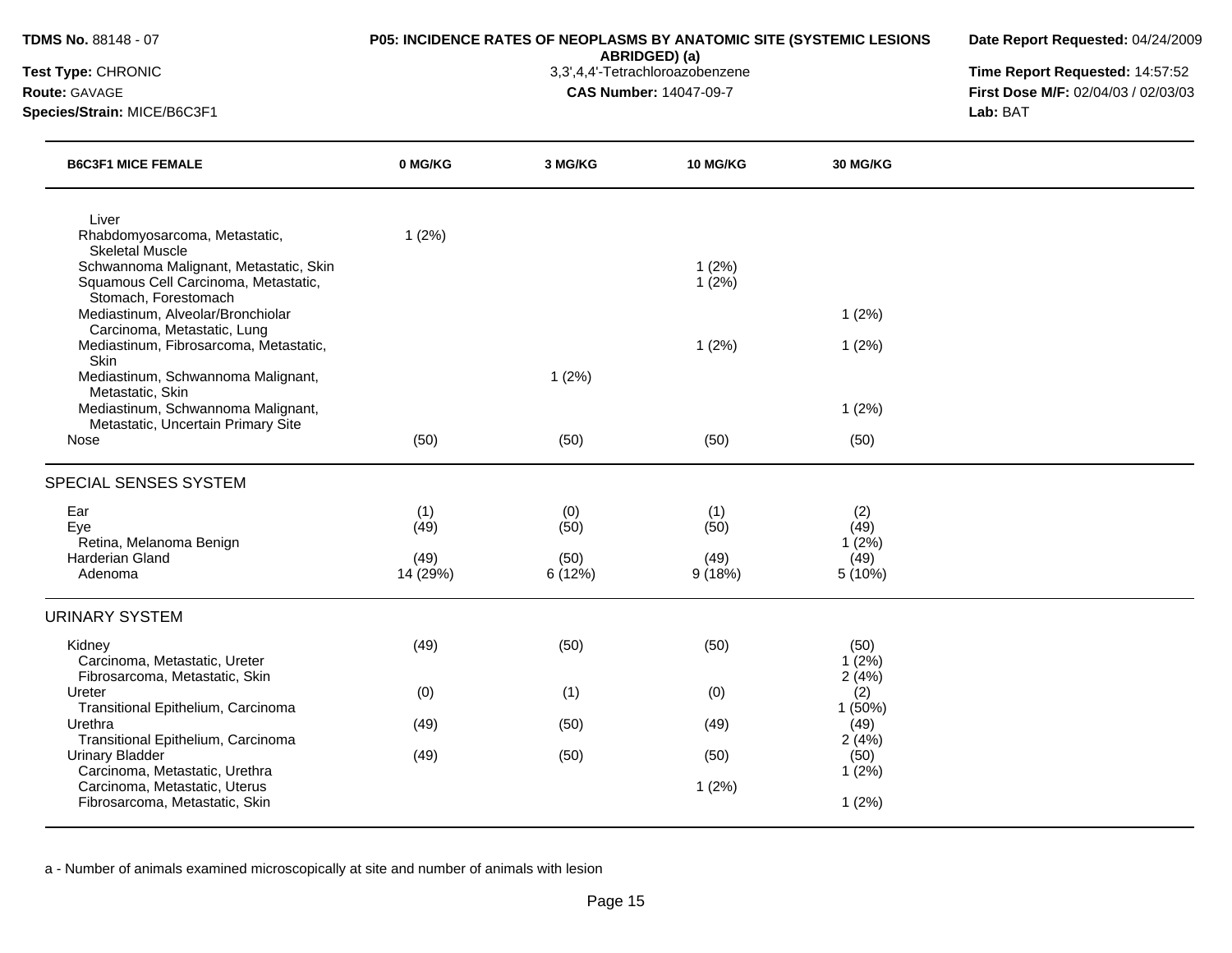| B6C3F1 MICE FEMALE | 0 MG/KG | 3 MG/KG | 10 MG/KG | 30 MG/KG |
|---|---|---|---|---|
| Liver | | | | |
| Rhabdomyosarcoma, Metastatic, Skeletal Muscle | 1 (2%) | | | |
| Schwannoma Malignant, Metastatic, Skin | | | 1 (2%) | |
| Squamous Cell Carcinoma, Metastatic, Stomach, Forestomach | | | 1 (2%) | |
| Mediastinum, Alveolar/Bronchiolar Carcinoma, Metastatic, Lung | | | | 1 (2%) |
| Mediastinum, Fibrosarcoma, Metastatic, Skin | | | 1 (2%) | 1 (2%) |
| Mediastinum, Schwannoma Malignant, Metastatic, Skin | | 1 (2%) | | |
| Mediastinum, Schwannoma Malignant, Metastatic, Uncertain Primary Site | | | | 1 (2%) |
| Nose | (50) | (50) | (50) | (50) |
| **SPECIAL SENSES SYSTEM** | | | | |
| Ear | (1) | (0) | (1) | (2) |
| Eye | (49) | (50) | (50) | (49) |
| Retina, Melanoma Benign | | | | 1 (2%) |
| Harderian Gland | (49) | (50) | (49) | (49) |
| Adenoma | 14 (29%) | 6 (12%) | 9 (18%) | 5 (10%) |
| **URINARY SYSTEM** | | | | |
| Kidney | (49) | (50) | (50) | (50) |
| Carcinoma, Metastatic, Ureter | | | | 1 (2%) |
| Fibrosarcoma, Metastatic, Skin | | | | 2 (4%) |
| Ureter | (0) | (1) | (0) | (2) |
| Transitional Epithelium, Carcinoma | | | | 1 (50%) |
| Urethra | (49) | (50) | (49) | (49) |
| Transitional Epithelium, Carcinoma | | | | 2 (4%) |
| Urinary Bladder | (49) | (50) | (50) | (50) |
| Carcinoma, Metastatic, Urethra | | | | 1 (2%) |
| Carcinoma, Metastatic, Uterus | | | 1 (2%) | |
| Fibrosarcoma, Metastatic, Skin | | | | 1 (2%) |

a - Number of animals examined microscopically at site and number of animals with lesion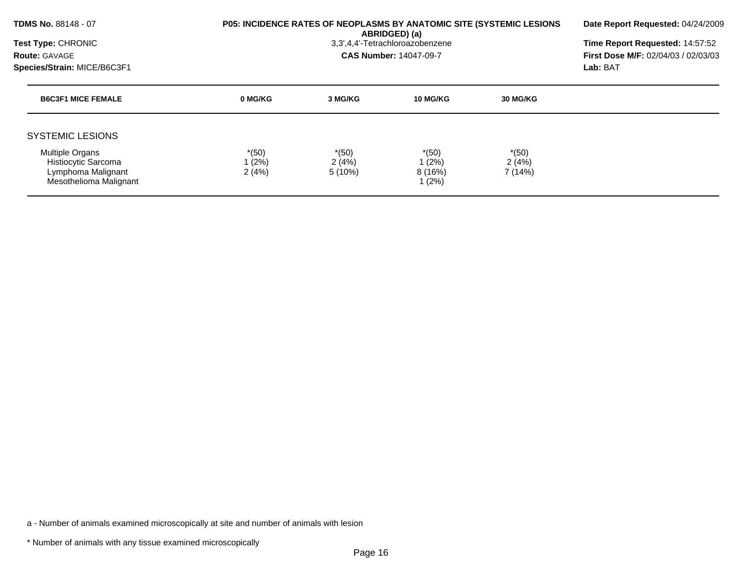**TDMS No.** 88148 - 07
**Test Type:** CHRONIC
**Route:** GAVAGE
**Species/Strain:** MICE/B6C3F1

**P05: INCIDENCE RATES OF NEOPLASMS BY ANATOMIC SITE (SYSTEMIC LESIONS ABRIDGED) (a)**
3,3',4,4'-Tetrachloroazobenzene
**CAS Number:** 14047-09-7

**Date Report Requested:** 04/24/2009
**Time Report Requested:** 14:57:52
**First Dose M/F:** 02/04/03 / 02/03/03
**Lab:** BAT

| B6C3F1 MICE FEMALE | 0 MG/KG | 3 MG/KG | 10 MG/KG | 30 MG/KG |
|---|---|---|---|---|
| SYSTEMIC LESIONS | | | | |
| Multiple Organs | *(50) | *(50) | *(50) | *(50) |
| Histiocytic Sarcoma | 1 (2%) | 2 (4%) | 1 (2%) | 2 (4%) |
| Lymphoma Malignant | 2 (4%) | 5 (10%) | 8 (16%) | 7 (14%) |
| Mesothelioma Malignant | | | 1 (2%) | |

a - Number of animals examined microscopically at site and number of animals with lesion

* Number of animals with any tissue examined microscopically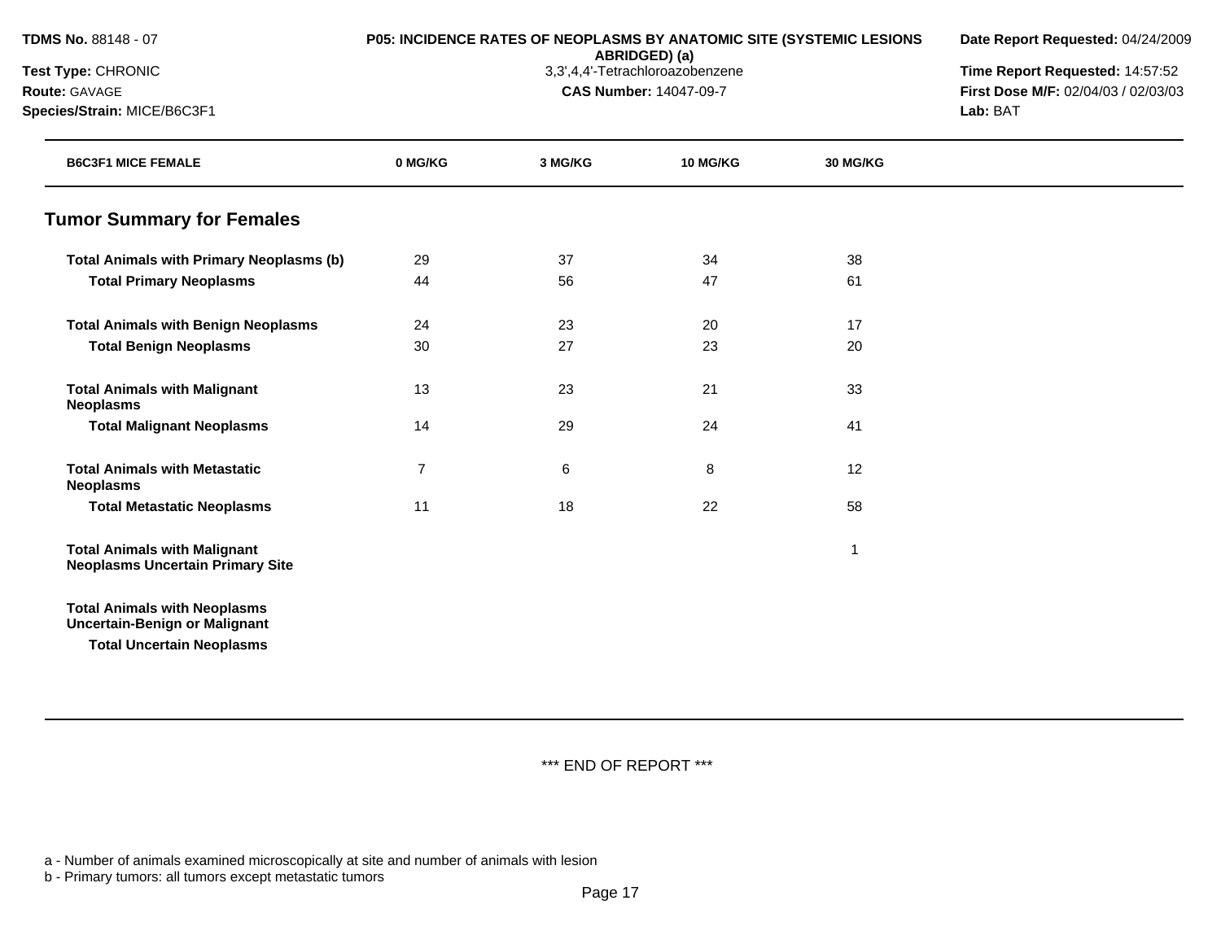**TDMS No.** 88148 - 07
**Test Type:** CHRONIC
**Route:** GAVAGE
**Species/Strain:** MICE/B6C3F1

**P05: INCIDENCE RATES OF NEOPLASMS BY ANATOMIC SITE (SYSTEMIC LESIONS ABRIDGED) (a)**
3,3',4,4'-Tetrachloroazobenzene
**CAS Number:** 14047-09-7

**Date Report Requested:** 04/24/2009
**Time Report Requested:** 14:57:52
**First Dose M/F:** 02/04/03 / 02/03/03
**Lab:** BAT

| B6C3F1 MICE FEMALE | 0 MG/KG | 3 MG/KG | 10 MG/KG | 30 MG/KG |
|---|---|---|---|---|
| **Tumor Summary for Females** | | | | |
| **Total Animals with Primary Neoplasms (b)** | 29 | 37 | 34 | 38 |
| **Total Primary Neoplasms** | 44 | 56 | 47 | 61 |
| **Total Animals with Benign Neoplasms** | 24 | 23 | 20 | 17 |
| **Total Benign Neoplasms** | 30 | 27 | 23 | 20 |
| **Total Animals with Malignant Neoplasms** | 13 | 23 | 21 | 33 |
| **Total Malignant Neoplasms** | 14 | 29 | 24 | 41 |
| **Total Animals with Metastatic Neoplasms** | 7 | 6 | 8 | 12 |
| **Total Metastatic Neoplasms** | 11 | 18 | 22 | 58 |
| **Total Animals with Malignant Neoplasms Uncertain Primary Site** | | | | 1 |
| **Total Animals with Neoplasms Uncertain-Benign or Malignant** | | | | |
| **Total Uncertain Neoplasms** | | | | |

*** END OF REPORT ***

a - Number of animals examined microscopically at site and number of animals with lesion
b - Primary tumors: all tumors except metastatic tumors